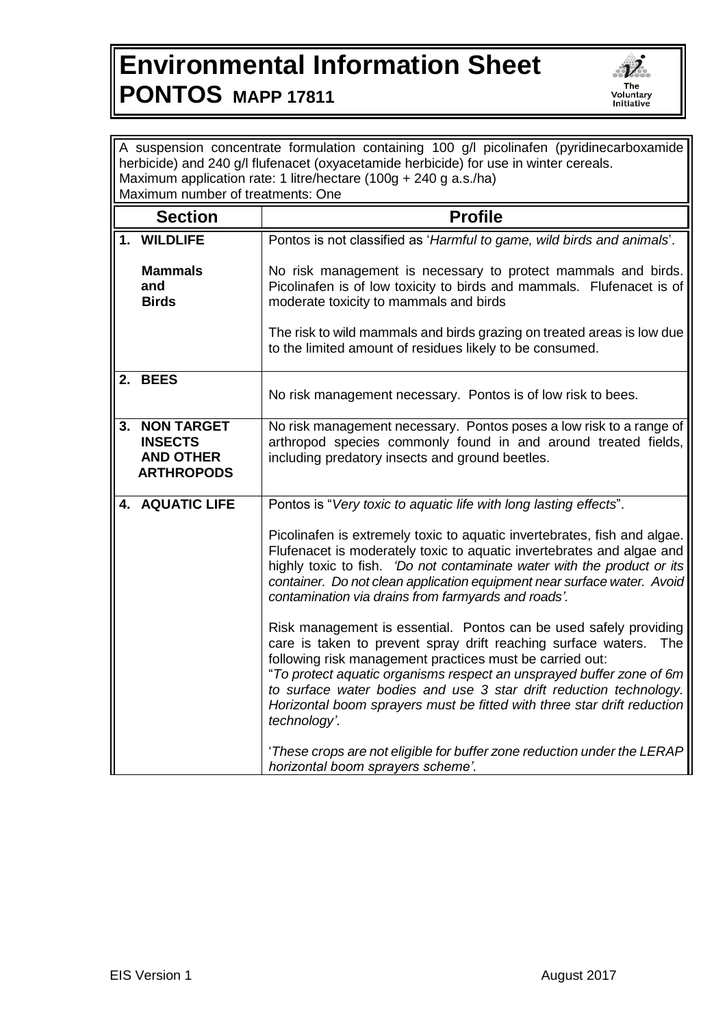# Environmental Information Sheet

## PONTOS MAPP 17811

The Voluntary Initiative

A suspension concentrate formulation containing 100 g/l picolinafen (pyridinecarboxamide herbicide) and 240 g/l flufenacet (oxyacetamide herbicide) for use in winter cereals.
Maximum application rate: 1 litre/hectare (100g + 240 g a.s./ha)
Maximum number of treatments: One

| Section | Profile |
| --- | --- |
| **1. WILDLIFE**<br><br>**Mammals and Birds** | Pontos is not classified as '*Harmful to game, wild birds and animals*'.<br><br>No risk management is necessary to protect mammals and birds. Picolinafen is of low toxicity to birds and mammals. Flufenacet is of moderate toxicity to mammals and birds<br><br>The risk to wild mammals and birds grazing on treated areas is low due to the limited amount of residues likely to be consumed. |
| **2. BEES** | No risk management necessary. Pontos is of low risk to bees. |
| **3. NON TARGET INSECTS AND OTHER ARTHROPODS** | No risk management necessary. Pontos poses a low risk to a range of arthropod species commonly found in and around treated fields, including predatory insects and ground beetles. |
| **4. AQUATIC LIFE** | Pontos is "*Very toxic to aquatic life with long lasting effects*".<br><br>Picolinafen is extremely toxic to aquatic invertebrates, fish and algae. Flufenacet is moderately toxic to aquatic invertebrates and algae and highly toxic to fish. *'Do not contaminate water with the product or its container. Do not clean application equipment near surface water. Avoid contamination via drains from farmyards and roads'.*<br><br>Risk management is essential. Pontos can be used safely providing care is taken to prevent spray drift reaching surface waters. The following risk management practices must be carried out:<br>"*To protect aquatic organisms respect an unsprayed buffer zone of 6m to surface water bodies and use 3 star drift reduction technology. Horizontal boom sprayers must be fitted with three star drift reduction technology'*.<br><br>'*These crops are not eligible for buffer zone reduction under the LERAP horizontal boom sprayers scheme'*. |

EIS Version 1 August 2017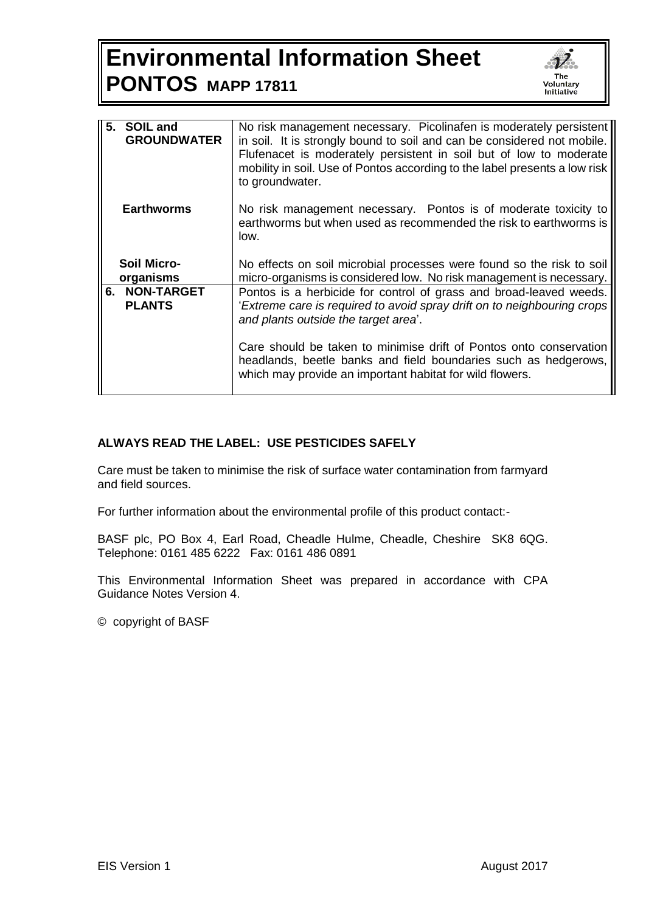# Environmental Information Sheet

## PONTOS MAPP 17811

| | |
|---|---|
| **5. SOIL and GROUNDWATER** | No risk management necessary. Picolinafen is moderately persistent in soil. It is strongly bound to soil and can be considered not mobile. Flufenacet is moderately persistent in soil but of low to moderate mobility in soil. Use of Pontos according to the label presents a low risk to groundwater. |
| **Earthworms** | No risk management necessary. Pontos is of moderate toxicity to earthworms but when used as recommended the risk to earthworms is low. |
| **Soil Micro-organisms** | No effects on soil microbial processes were found so the risk to soil micro-organisms is considered low. No risk management is necessary. |
| **6. NON-TARGET PLANTS** | Pontos is a herbicide for control of grass and broad-leaved weeds. '*Extreme care is required to avoid spray drift on to neighbouring crops and plants outside the target area*'.<br><br>Care should be taken to minimise drift of Pontos onto conservation headlands, beetle banks and field boundaries such as hedgerows, which may provide an important habitat for wild flowers. |

**ALWAYS READ THE LABEL: USE PESTICIDES SAFELY**

Care must be taken to minimise the risk of surface water contamination from farmyard and field sources.

For further information about the environmental profile of this product contact:-

BASF plc, PO Box 4, Earl Road, Cheadle Hulme, Cheadle, Cheshire SK8 6QG.
Telephone: 0161 485 6222 Fax: 0161 486 0891

This Environmental Information Sheet was prepared in accordance with CPA Guidance Notes Version 4.

© copyright of BASF

EIS Version 1 August 2017